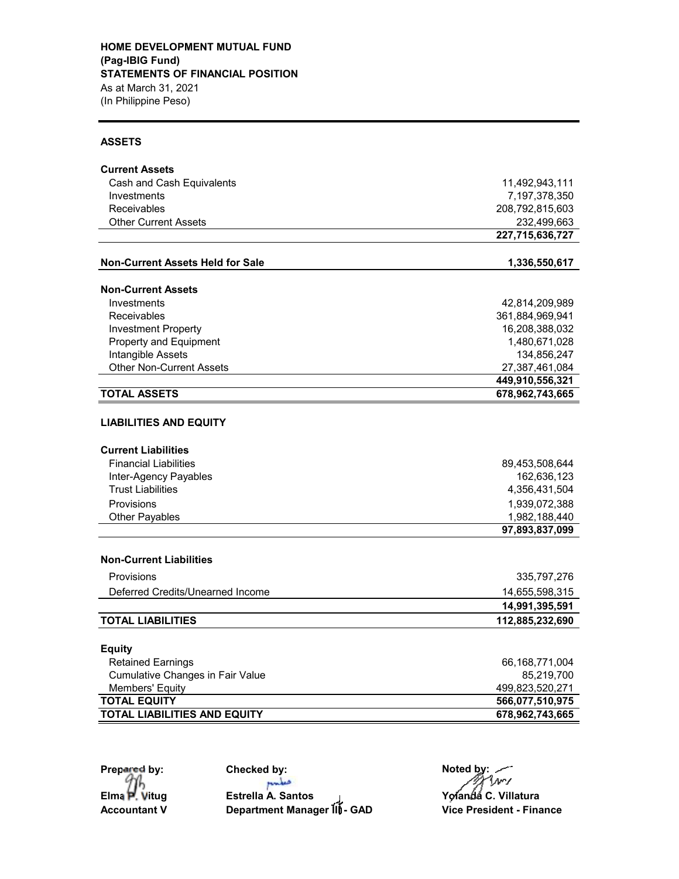**HOME DEVELOPMENT MUTUAL FUND**
**(Pag-IBIG Fund)**
**STATEMENTS OF FINANCIAL POSITION**
As at March 31, 2021
(In Philippine Peso)

| | |
|---|---:|
| **ASSETS** | |
| **Current Assets** | |
| Cash and Cash Equivalents | 11,492,943,111 |
| Investments | 7,197,378,350 |
| Receivables | 208,792,815,603 |
| Other Current Assets | 232,499,663 |
| | **227,715,636,727** |
| **Non-Current Assets Held for Sale** | **1,336,550,617** |
| **Non-Current Assets** | |
| Investments | 42,814,209,989 |
| Receivables | 361,884,969,941 |
| Investment Property | 16,208,388,032 |
| Property and Equipment | 1,480,671,028 |
| Intangible Assets | 134,856,247 |
| Other Non-Current Assets | 27,387,461,084 |
| | **449,910,556,321** |
| **TOTAL ASSETS** | **678,962,743,665** |
| **LIABILITIES AND EQUITY** | |
| **Current Liabilities** | |
| Financial Liabilities | 89,453,508,644 |
| Inter-Agency Payables | 162,636,123 |
| Trust Liabilities | 4,356,431,504 |
| Provisions | 1,939,072,388 |
| Other Payables | 1,982,188,440 |
| | **97,893,837,099** |
| **Non-Current Liabilities** | |
| Provisions | 335,797,276 |
| Deferred Credits/Unearned Income | 14,655,598,315 |
| | **14,991,395,591** |
| **TOTAL LIABILITIES** | **112,885,232,690** |
| **Equity** | |
| Retained Earnings | 66,168,771,004 |
| Cumulative Changes in Fair Value | 85,219,700 |
| Members' Equity | 499,823,520,271 |
| **TOTAL EQUITY** | **566,077,510,975** |
| **TOTAL LIABILITIES AND EQUITY** | **678,962,743,665** |

| **Prepared by:** | **Checked by:** | **Noted by:** |
|---|---|---|
| **Elma P. Vitug** | **Estrella A. Santos** | **Yolanda C. Villatura** |
| **Accountant V** | **Department Manager III - GAD** | **Vice President - Finance** |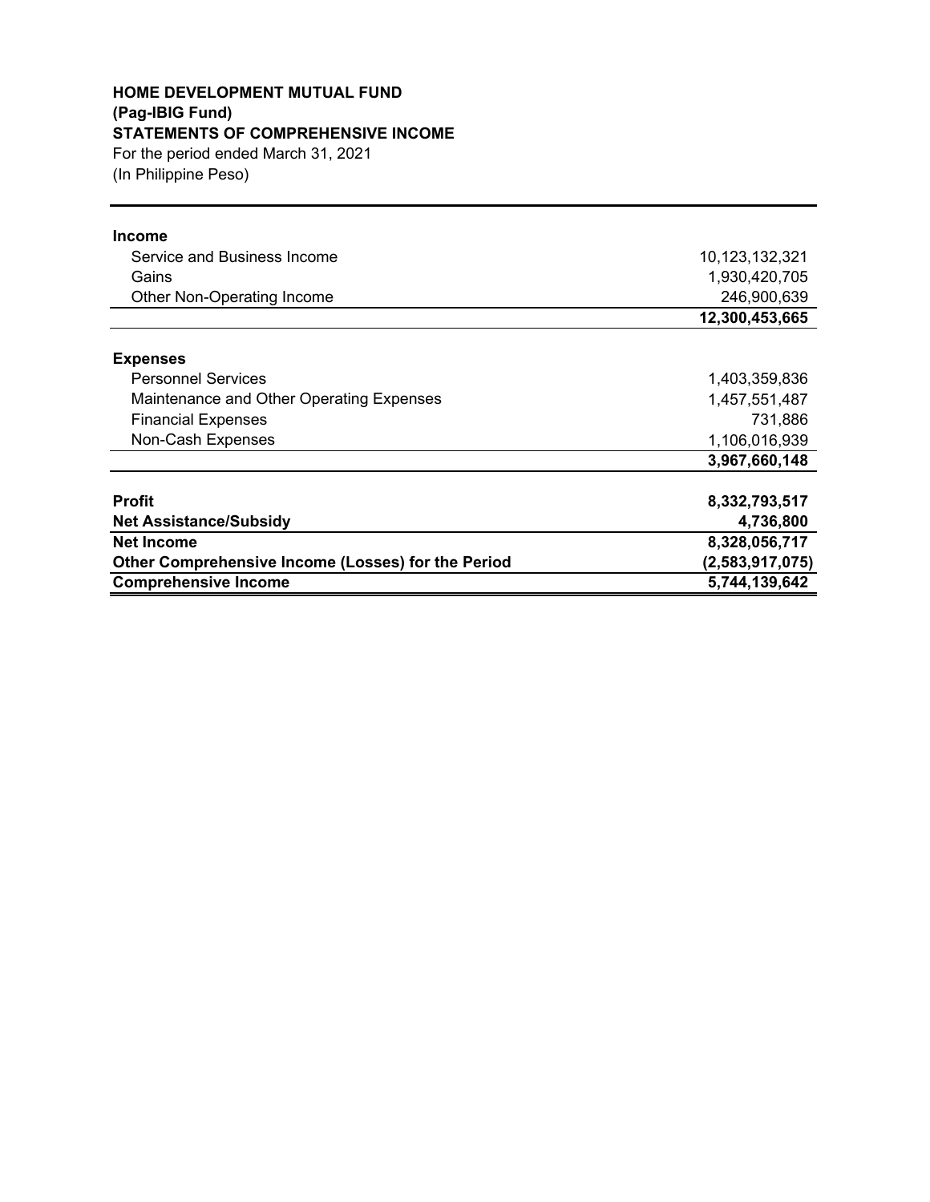**HOME DEVELOPMENT MUTUAL FUND**
**(Pag-IBIG Fund)**
**STATEMENTS OF COMPREHENSIVE INCOME**
For the period ended March 31, 2021
(In Philippine Peso)

| | |
|---|---:|
| **Income** | |
| Service and Business Income | 10,123,132,321 |
| Gains | 1,930,420,705 |
| Other Non-Operating Income | 246,900,639 |
| | **12,300,453,665** |
| **Expenses** | |
| Personnel Services | 1,403,359,836 |
| Maintenance and Other Operating Expenses | 1,457,551,487 |
| Financial Expenses | 731,886 |
| Non-Cash Expenses | 1,106,016,939 |
| | **3,967,660,148** |
| **Profit** | **8,332,793,517** |
| **Net Assistance/Subsidy** | **4,736,800** |
| **Net Income** | **8,328,056,717** |
| **Other Comprehensive Income (Losses) for the Period** | **(2,583,917,075)** |
| **Comprehensive Income** | **5,744,139,642** |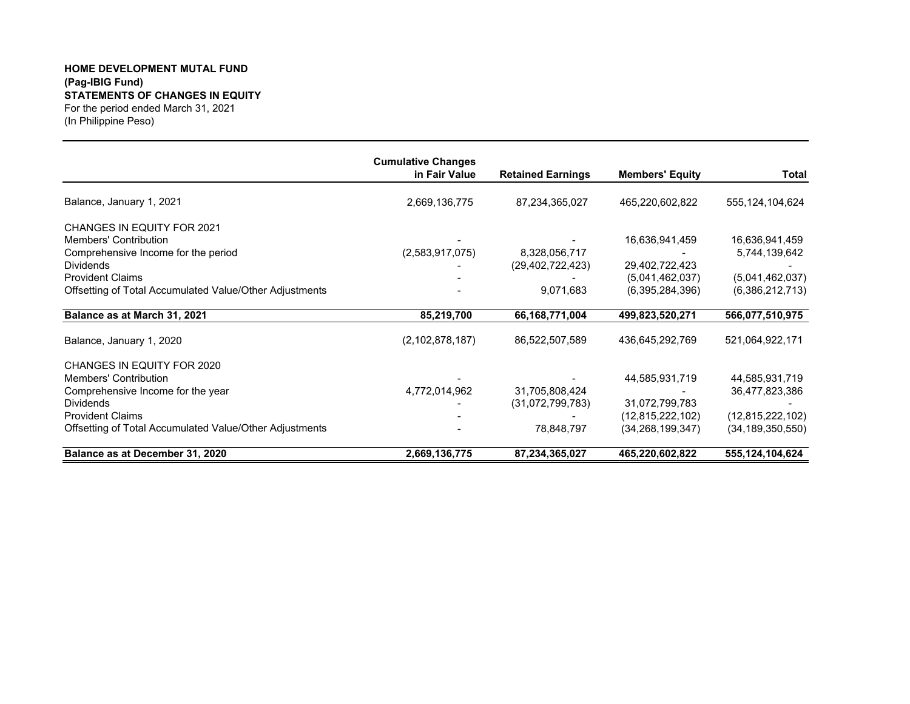**HOME DEVELOPMENT MUTAL FUND**
**(Pag-IBIG Fund)**
**STATEMENTS OF CHANGES IN EQUITY**
For the period ended March 31, 2021
(In Philippine Peso)

| | Cumulative Changes in Fair Value | Retained Earnings | Members' Equity | Total |
|---|---|---|---|---|
| Balance, January 1, 2021 | 2,669,136,775 | 87,234,365,027 | 465,220,602,822 | 555,124,104,624 |
| CHANGES IN EQUITY FOR 2021 | | | | |
| Members' Contribution | - | - | 16,636,941,459 | 16,636,941,459 |
| Comprehensive Income for the period | (2,583,917,075) | 8,328,056,717 | - | 5,744,139,642 |
| Dividends | - | (29,402,722,423) | 29,402,722,423 | - |
| Provident Claims | - | - | (5,041,462,037) | (5,041,462,037) |
| Offsetting of Total Accumulated Value/Other Adjustments | - | 9,071,683 | (6,395,284,396) | (6,386,212,713) |
| **Balance as at March 31, 2021** | **85,219,700** | **66,168,771,004** | **499,823,520,271** | **566,077,510,975** |
| Balance, January 1, 2020 | (2,102,878,187) | 86,522,507,589 | 436,645,292,769 | 521,064,922,171 |
| CHANGES IN EQUITY FOR 2020 | | | | |
| Members' Contribution | - | - | 44,585,931,719 | 44,585,931,719 |
| Comprehensive Income for the year | 4,772,014,962 | 31,705,808,424 | - | 36,477,823,386 |
| Dividends | - | (31,072,799,783) | 31,072,799,783 | - |
| Provident Claims | - | - | (12,815,222,102) | (12,815,222,102) |
| Offsetting of Total Accumulated Value/Other Adjustments | - | 78,848,797 | (34,268,199,347) | (34,189,350,550) |
| **Balance as at December 31, 2020** | **2,669,136,775** | **87,234,365,027** | **465,220,602,822** | **555,124,104,624** |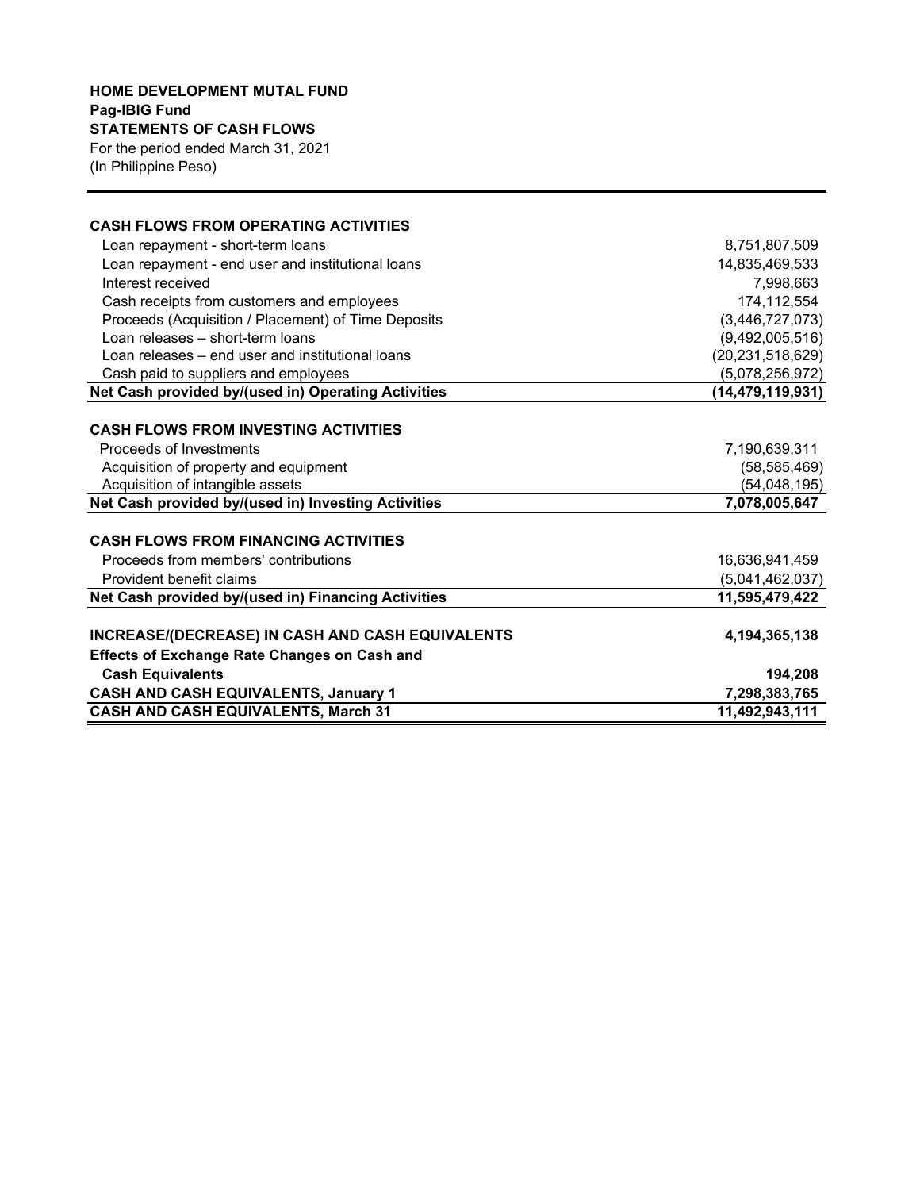**HOME DEVELOPMENT MUTAL FUND**
**Pag-IBIG Fund**
**STATEMENTS OF CASH FLOWS**
For the period ended March 31, 2021
(In Philippine Peso)

| | |
|---|---|
| **CASH FLOWS FROM OPERATING ACTIVITIES** | |
| Loan repayment - short-term loans | 8,751,807,509 |
| Loan repayment - end user and institutional loans | 14,835,469,533 |
| Interest received | 7,998,663 |
| Cash receipts from customers and employees | 174,112,554 |
| Proceeds (Acquisition / Placement) of Time Deposits | (3,446,727,073) |
| Loan releases – short-term loans | (9,492,005,516) |
| Loan releases – end user and institutional loans | (20,231,518,629) |
| Cash paid to suppliers and employees | (5,078,256,972) |
| **Net Cash provided by/(used in) Operating Activities** | **(14,479,119,931)** |
| **CASH FLOWS FROM INVESTING ACTIVITIES** | |
| Proceeds of Investments | 7,190,639,311 |
| Acquisition of property and equipment | (58,585,469) |
| Acquisition of intangible assets | (54,048,195) |
| **Net Cash provided by/(used in) Investing Activities** | **7,078,005,647** |
| **CASH FLOWS FROM FINANCING ACTIVITIES** | |
| Proceeds from members' contributions | 16,636,941,459 |
| Provident benefit claims | (5,041,462,037) |
| **Net Cash provided by/(used in) Financing Activities** | **11,595,479,422** |
| **INCREASE/(DECREASE) IN CASH AND CASH EQUIVALENTS** | **4,194,365,138** |
| **Effects of Exchange Rate Changes on Cash and Cash Equivalents** | **194,208** |
| **CASH AND CASH EQUIVALENTS, January 1** | **7,298,383,765** |
| **CASH AND CASH EQUIVALENTS, March 31** | **11,492,943,111** |